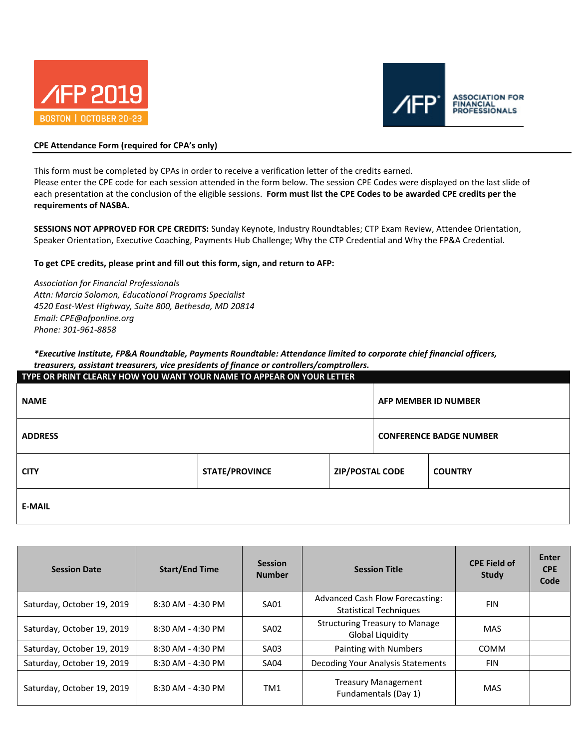AFP 2019
BOSTON | OCTOBER 20-23

AFP ASSOCIATION FOR FINANCIAL PROFESSIONALS

**CPE Attendance Form (required for CPA's only)**

This form must be completed by CPAs in order to receive a verification letter of the credits earned.
Please enter the CPE code for each session attended in the form below. The session CPE Codes were displayed on the last slide of each presentation at the conclusion of the eligible sessions. **Form must list the CPE Codes to be awarded CPE credits per the requirements of NASBA.**

**SESSIONS NOT APPROVED FOR CPE CREDITS:** Sunday Keynote, Industry Roundtables; CTP Exam Review, Attendee Orientation, Speaker Orientation, Executive Coaching, Payments Hub Challenge; Why the CTP Credential and Why the FP&A Credential.

**To get CPE credits, please print and fill out this form, sign, and return to AFP:**

*Association for Financial Professionals*
*Attn: Marcia Solomon, Educational Programs Specialist*
*4520 East-West Highway, Suite 800, Bethesda, MD 20814*
*Email: CPE@afponline.org*
*Phone: 301-961-8858*

***Executive Institute, FP&A Roundtable, Payments Roundtable: Attendance limited to corporate chief financial officers, treasurers, assistant treasurers, vice presidents of finance or controllers/comptrollers.***

| TYPE OR PRINT CLEARLY HOW YOU WANT YOUR NAME TO APPEAR ON YOUR LETTER | | | |
|---|---|---|---|
| **NAME** | | **AFP MEMBER ID NUMBER** | |
| **ADDRESS** | | **CONFERENCE BADGE NUMBER** | |
| **CITY** | **STATE/PROVINCE** | **ZIP/POSTAL CODE** | **COUNTRY** |
| **E-MAIL** | | | |

| Session Date | Start/End Time | Session Number | Session Title | CPE Field of Study | Enter CPE Code |
|---|---|---|---|---|---|
| Saturday, October 19, 2019 | 8:30 AM - 4:30 PM | SA01 | Advanced Cash Flow Forecasting: Statistical Techniques | FIN | |
| Saturday, October 19, 2019 | 8:30 AM - 4:30 PM | SA02 | Structuring Treasury to Manage Global Liquidity | MAS | |
| Saturday, October 19, 2019 | 8:30 AM - 4:30 PM | SA03 | Painting with Numbers | COMM | |
| Saturday, October 19, 2019 | 8:30 AM - 4:30 PM | SA04 | Decoding Your Analysis Statements | FIN | |
| Saturday, October 19, 2019 | 8:30 AM - 4:30 PM | TM1 | Treasury Management Fundamentals (Day 1) | MAS | |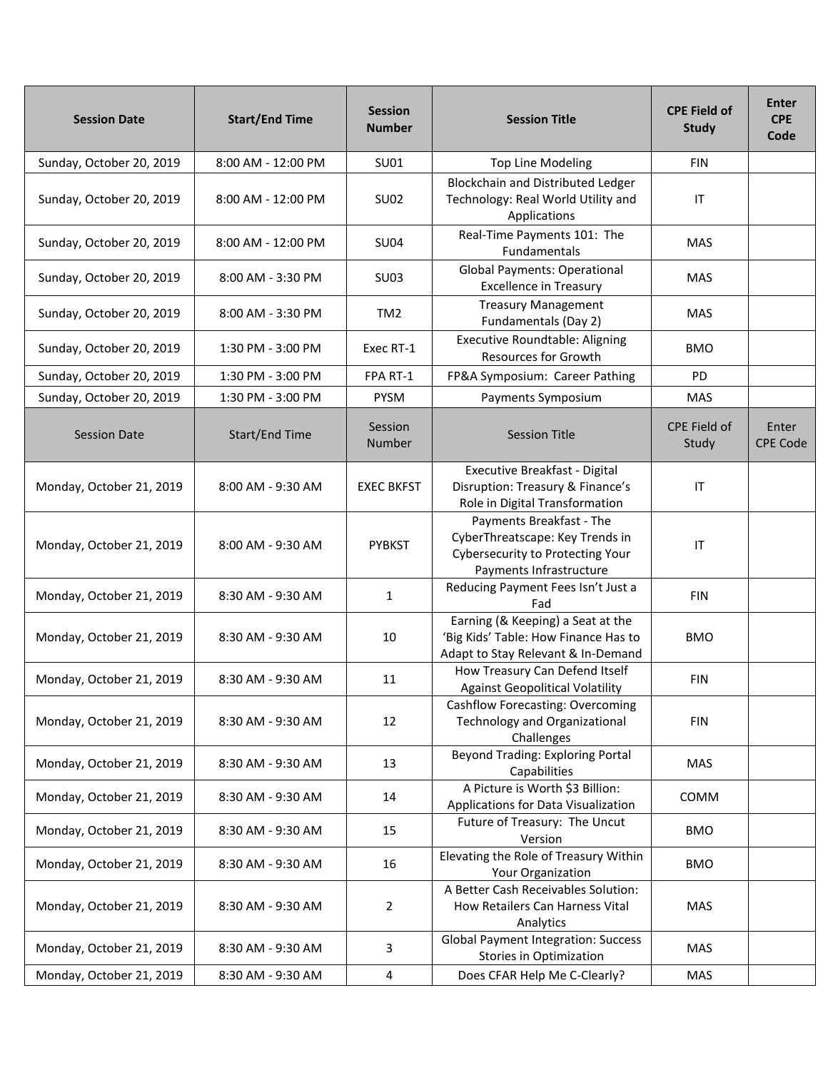| Session Date | Start/End Time | Session Number | Session Title | CPE Field of Study | Enter CPE Code |
|---|---|---|---|---|---|
| Sunday, October 20, 2019 | 8:00 AM - 12:00 PM | SU01 | Top Line Modeling | FIN | |
| Sunday, October 20, 2019 | 8:00 AM - 12:00 PM | SU02 | Blockchain and Distributed Ledger Technology: Real World Utility and Applications | IT | |
| Sunday, October 20, 2019 | 8:00 AM - 12:00 PM | SU04 | Real-Time Payments 101: The Fundamentals | MAS | |
| Sunday, October 20, 2019 | 8:00 AM - 3:30 PM | SU03 | Global Payments: Operational Excellence in Treasury | MAS | |
| Sunday, October 20, 2019 | 8:00 AM - 3:30 PM | TM2 | Treasury Management Fundamentals (Day 2) | MAS | |
| Sunday, October 20, 2019 | 1:30 PM - 3:00 PM | Exec RT-1 | Executive Roundtable: Aligning Resources for Growth | BMO | |
| Sunday, October 20, 2019 | 1:30 PM - 3:00 PM | FPA RT-1 | FP&A Symposium: Career Pathing | PD | |
| Sunday, October 20, 2019 | 1:30 PM - 3:00 PM | PYSM | Payments Symposium | MAS | |
| Session Date | Start/End Time | Session Number | Session Title | CPE Field of Study | Enter CPE Code |
| Monday, October 21, 2019 | 8:00 AM - 9:30 AM | EXEC BKFST | Executive Breakfast - Digital Disruption: Treasury & Finance's Role in Digital Transformation | IT | |
| Monday, October 21, 2019 | 8:00 AM - 9:30 AM | PYBKST | Payments Breakfast - The CyberThreatscape: Key Trends in Cybersecurity to Protecting Your Payments Infrastructure | IT | |
| Monday, October 21, 2019 | 8:30 AM - 9:30 AM | 1 | Reducing Payment Fees Isn't Just a Fad | FIN | |
| Monday, October 21, 2019 | 8:30 AM - 9:30 AM | 10 | Earning (& Keeping) a Seat at the 'Big Kids' Table: How Finance Has to Adapt to Stay Relevant & In-Demand | BMO | |
| Monday, October 21, 2019 | 8:30 AM - 9:30 AM | 11 | How Treasury Can Defend Itself Against Geopolitical Volatility | FIN | |
| Monday, October 21, 2019 | 8:30 AM - 9:30 AM | 12 | Cashflow Forecasting: Overcoming Technology and Organizational Challenges | FIN | |
| Monday, October 21, 2019 | 8:30 AM - 9:30 AM | 13 | Beyond Trading: Exploring Portal Capabilities | MAS | |
| Monday, October 21, 2019 | 8:30 AM - 9:30 AM | 14 | A Picture is Worth $3 Billion: Applications for Data Visualization | COMM | |
| Monday, October 21, 2019 | 8:30 AM - 9:30 AM | 15 | Future of Treasury: The Uncut Version | BMO | |
| Monday, October 21, 2019 | 8:30 AM - 9:30 AM | 16 | Elevating the Role of Treasury Within Your Organization | BMO | |
| Monday, October 21, 2019 | 8:30 AM - 9:30 AM | 2 | A Better Cash Receivables Solution: How Retailers Can Harness Vital Analytics | MAS | |
| Monday, October 21, 2019 | 8:30 AM - 9:30 AM | 3 | Global Payment Integration: Success Stories in Optimization | MAS | |
| Monday, October 21, 2019 | 8:30 AM - 9:30 AM | 4 | Does CFAR Help Me C-Clearly? | MAS | |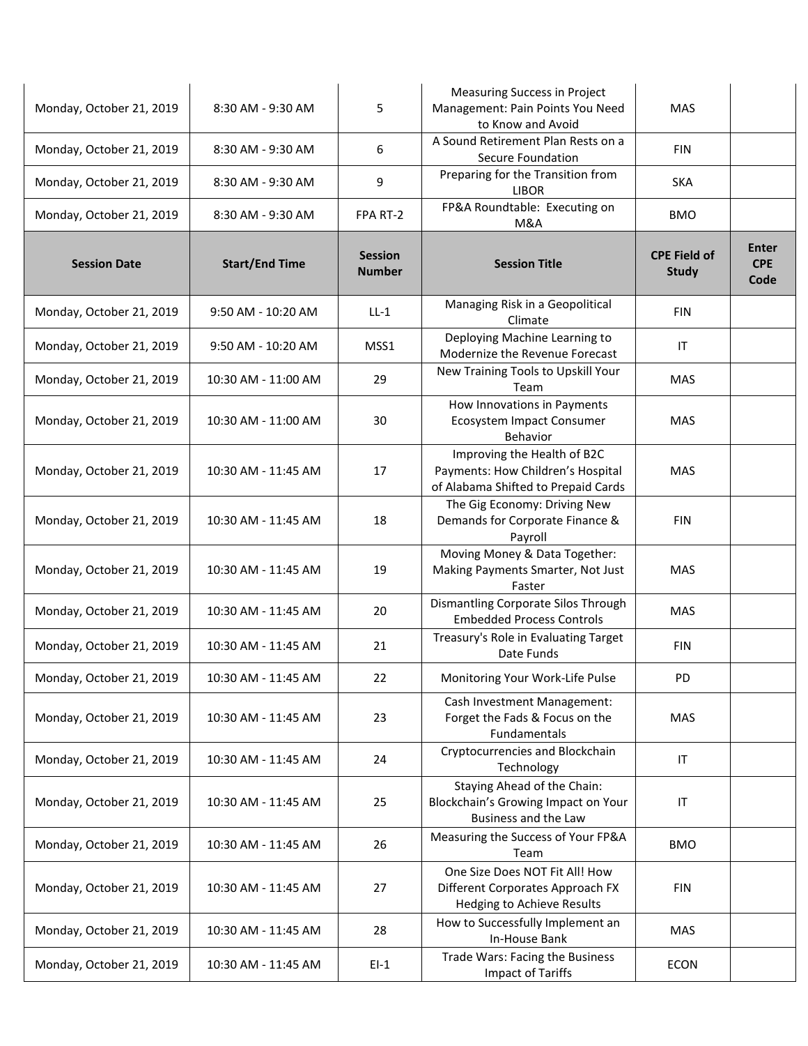| Monday, October 21, 2019 | 8:30 AM - 9:30 AM | 5 | Measuring Success in Project Management: Pain Points You Need to Know and Avoid | MAS | |
|---|---|---|---|---|---|
| Monday, October 21, 2019 | 8:30 AM - 9:30 AM | 6 | A Sound Retirement Plan Rests on a Secure Foundation | FIN | |
| Monday, October 21, 2019 | 8:30 AM - 9:30 AM | 9 | Preparing for the Transition from LIBOR | SKA | |
| Monday, October 21, 2019 | 8:30 AM - 9:30 AM | FPA RT-2 | FP&A Roundtable: Executing on M&A | BMO | |

| Session Date | Start/End Time | Session Number | Session Title | CPE Field of Study | Enter CPE Code |
|---|---|---|---|---|---|
| Monday, October 21, 2019 | 9:50 AM - 10:20 AM | LL-1 | Managing Risk in a Geopolitical Climate | FIN | |
| Monday, October 21, 2019 | 9:50 AM - 10:20 AM | MSS1 | Deploying Machine Learning to Modernize the Revenue Forecast | IT | |
| Monday, October 21, 2019 | 10:30 AM - 11:00 AM | 29 | New Training Tools to Upskill Your Team | MAS | |
| Monday, October 21, 2019 | 10:30 AM - 11:00 AM | 30 | How Innovations in Payments Ecosystem Impact Consumer Behavior | MAS | |
| Monday, October 21, 2019 | 10:30 AM - 11:45 AM | 17 | Improving the Health of B2C Payments: How Children's Hospital of Alabama Shifted to Prepaid Cards | MAS | |
| Monday, October 21, 2019 | 10:30 AM - 11:45 AM | 18 | The Gig Economy: Driving New Demands for Corporate Finance & Payroll | FIN | |
| Monday, October 21, 2019 | 10:30 AM - 11:45 AM | 19 | Moving Money & Data Together: Making Payments Smarter, Not Just Faster | MAS | |
| Monday, October 21, 2019 | 10:30 AM - 11:45 AM | 20 | Dismantling Corporate Silos Through Embedded Process Controls | MAS | |
| Monday, October 21, 2019 | 10:30 AM - 11:45 AM | 21 | Treasury's Role in Evaluating Target Date Funds | FIN | |
| Monday, October 21, 2019 | 10:30 AM - 11:45 AM | 22 | Monitoring Your Work-Life Pulse | PD | |
| Monday, October 21, 2019 | 10:30 AM - 11:45 AM | 23 | Cash Investment Management: Forget the Fads & Focus on the Fundamentals | MAS | |
| Monday, October 21, 2019 | 10:30 AM - 11:45 AM | 24 | Cryptocurrencies and Blockchain Technology | IT | |
| Monday, October 21, 2019 | 10:30 AM - 11:45 AM | 25 | Staying Ahead of the Chain: Blockchain's Growing Impact on Your Business and the Law | IT | |
| Monday, October 21, 2019 | 10:30 AM - 11:45 AM | 26 | Measuring the Success of Your FP&A Team | BMO | |
| Monday, October 21, 2019 | 10:30 AM - 11:45 AM | 27 | One Size Does NOT Fit All! How Different Corporates Approach FX Hedging to Achieve Results | FIN | |
| Monday, October 21, 2019 | 10:30 AM - 11:45 AM | 28 | How to Successfully Implement an In-House Bank | MAS | |
| Monday, October 21, 2019 | 10:30 AM - 11:45 AM | EI-1 | Trade Wars: Facing the Business Impact of Tariffs | ECON | |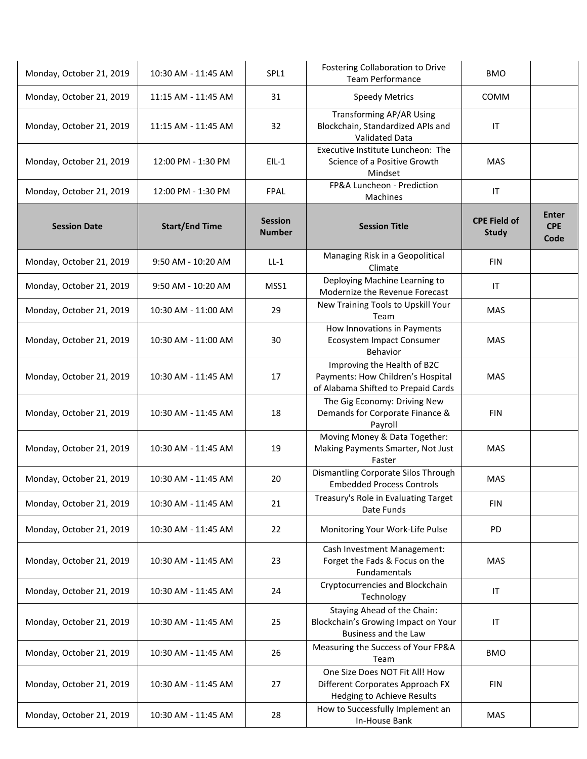| Monday, October 21, 2019 | 10:30 AM - 11:45 AM | SPL1 | Fostering Collaboration to Drive Team Performance | BMO | |
|---|---|---|---|---|---|
| Monday, October 21, 2019 | 11:15 AM - 11:45 AM | 31 | Speedy Metrics | COMM | |
| Monday, October 21, 2019 | 11:15 AM - 11:45 AM | 32 | Transforming AP/AR Using Blockchain, Standardized APIs and Validated Data | IT | |
| Monday, October 21, 2019 | 12:00 PM - 1:30 PM | EIL-1 | Executive Institute Luncheon: The Science of a Positive Growth Mindset | MAS | |
| Monday, October 21, 2019 | 12:00 PM - 1:30 PM | FPAL | FP&A Luncheon - Prediction Machines | IT | |

| Session Date | Start/End Time | Session Number | Session Title | CPE Field of Study | Enter CPE Code |
|---|---|---|---|---|---|
| Monday, October 21, 2019 | 9:50 AM - 10:20 AM | LL-1 | Managing Risk in a Geopolitical Climate | FIN | |
| Monday, October 21, 2019 | 9:50 AM - 10:20 AM | MSS1 | Deploying Machine Learning to Modernize the Revenue Forecast | IT | |
| Monday, October 21, 2019 | 10:30 AM - 11:00 AM | 29 | New Training Tools to Upskill Your Team | MAS | |
| Monday, October 21, 2019 | 10:30 AM - 11:00 AM | 30 | How Innovations in Payments Ecosystem Impact Consumer Behavior | MAS | |
| Monday, October 21, 2019 | 10:30 AM - 11:45 AM | 17 | Improving the Health of B2C Payments: How Children's Hospital of Alabama Shifted to Prepaid Cards | MAS | |
| Monday, October 21, 2019 | 10:30 AM - 11:45 AM | 18 | The Gig Economy: Driving New Demands for Corporate Finance & Payroll | FIN | |
| Monday, October 21, 2019 | 10:30 AM - 11:45 AM | 19 | Moving Money & Data Together: Making Payments Smarter, Not Just Faster | MAS | |
| Monday, October 21, 2019 | 10:30 AM - 11:45 AM | 20 | Dismantling Corporate Silos Through Embedded Process Controls | MAS | |
| Monday, October 21, 2019 | 10:30 AM - 11:45 AM | 21 | Treasury's Role in Evaluating Target Date Funds | FIN | |
| Monday, October 21, 2019 | 10:30 AM - 11:45 AM | 22 | Monitoring Your Work-Life Pulse | PD | |
| Monday, October 21, 2019 | 10:30 AM - 11:45 AM | 23 | Cash Investment Management: Forget the Fads & Focus on the Fundamentals | MAS | |
| Monday, October 21, 2019 | 10:30 AM - 11:45 AM | 24 | Cryptocurrencies and Blockchain Technology | IT | |
| Monday, October 21, 2019 | 10:30 AM - 11:45 AM | 25 | Staying Ahead of the Chain: Blockchain's Growing Impact on Your Business and the Law | IT | |
| Monday, October 21, 2019 | 10:30 AM - 11:45 AM | 26 | Measuring the Success of Your FP&A Team | BMO | |
| Monday, October 21, 2019 | 10:30 AM - 11:45 AM | 27 | One Size Does NOT Fit All! How Different Corporates Approach FX Hedging to Achieve Results | FIN | |
| Monday, October 21, 2019 | 10:30 AM - 11:45 AM | 28 | How to Successfully Implement an In-House Bank | MAS | |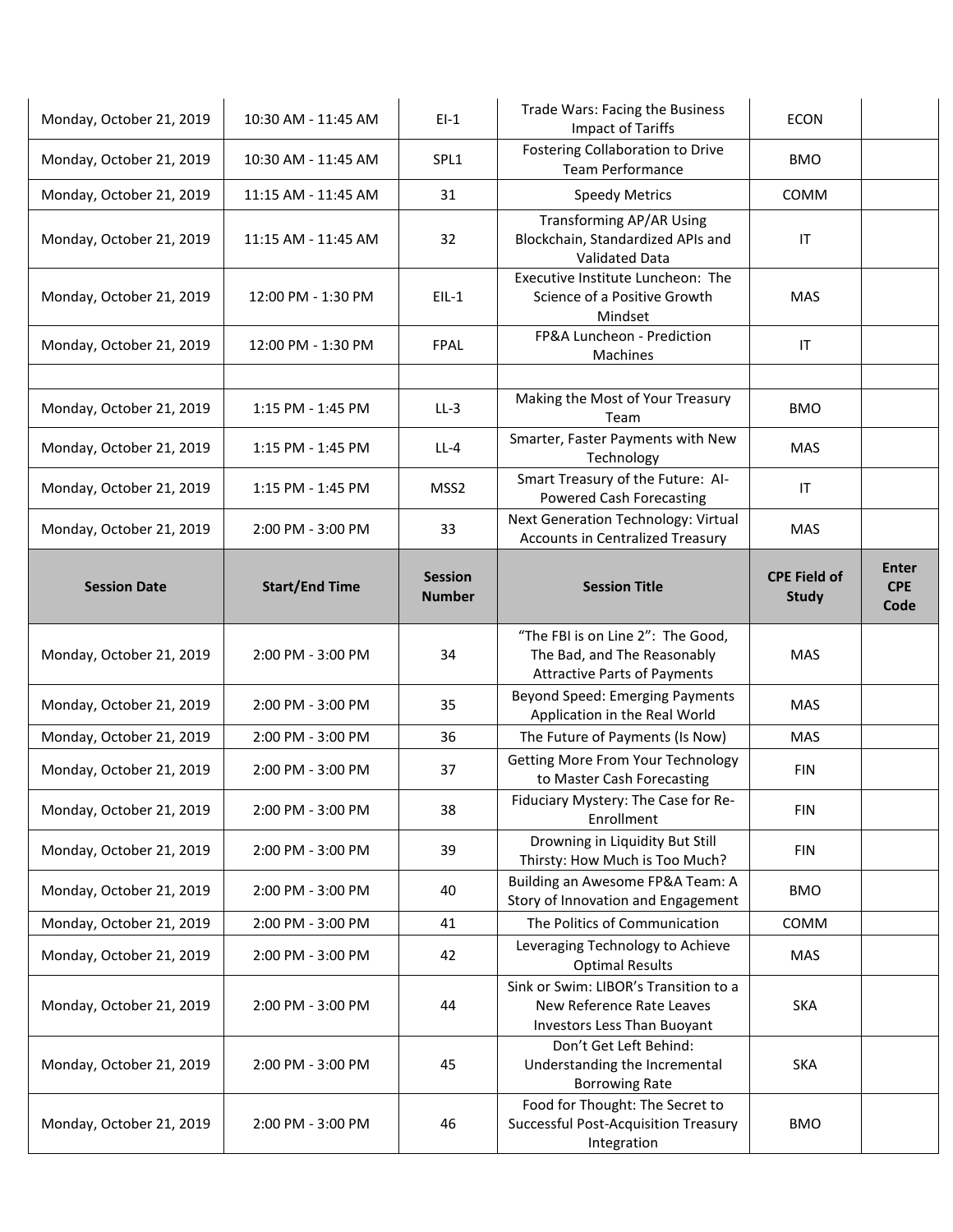| Monday, October 21, 2019 | 10:30 AM - 11:45 AM | EI-1 | Trade Wars: Facing the Business Impact of Tariffs | ECON | |
|---|---|---|---|---|---|
| Monday, October 21, 2019 | 10:30 AM - 11:45 AM | SPL1 | Fostering Collaboration to Drive Team Performance | BMO | |
| Monday, October 21, 2019 | 11:15 AM - 11:45 AM | 31 | Speedy Metrics | COMM | |
| Monday, October 21, 2019 | 11:15 AM - 11:45 AM | 32 | Transforming AP/AR Using Blockchain, Standardized APIs and Validated Data | IT | |
| Monday, October 21, 2019 | 12:00 PM - 1:30 PM | EIL-1 | Executive Institute Luncheon: The Science of a Positive Growth Mindset | MAS | |
| Monday, October 21, 2019 | 12:00 PM - 1:30 PM | FPAL | FP&A Luncheon - Prediction Machines | IT | |
| | | | | | |
| Monday, October 21, 2019 | 1:15 PM - 1:45 PM | LL-3 | Making the Most of Your Treasury Team | BMO | |
| Monday, October 21, 2019 | 1:15 PM - 1:45 PM | LL-4 | Smarter, Faster Payments with New Technology | MAS | |
| Monday, October 21, 2019 | 1:15 PM - 1:45 PM | MSS2 | Smart Treasury of the Future: AI-Powered Cash Forecasting | IT | |
| Monday, October 21, 2019 | 2:00 PM - 3:00 PM | 33 | Next Generation Technology: Virtual Accounts in Centralized Treasury | MAS | |
| **Session Date** | **Start/End Time** | **Session Number** | **Session Title** | **CPE Field of Study** | **Enter CPE Code** |
| Monday, October 21, 2019 | 2:00 PM - 3:00 PM | 34 | "The FBI is on Line 2": The Good, The Bad, and The Reasonably Attractive Parts of Payments | MAS | |
| Monday, October 21, 2019 | 2:00 PM - 3:00 PM | 35 | Beyond Speed: Emerging Payments Application in the Real World | MAS | |
| Monday, October 21, 2019 | 2:00 PM - 3:00 PM | 36 | The Future of Payments (Is Now) | MAS | |
| Monday, October 21, 2019 | 2:00 PM - 3:00 PM | 37 | Getting More From Your Technology to Master Cash Forecasting | FIN | |
| Monday, October 21, 2019 | 2:00 PM - 3:00 PM | 38 | Fiduciary Mystery: The Case for Re-Enrollment | FIN | |
| Monday, October 21, 2019 | 2:00 PM - 3:00 PM | 39 | Drowning in Liquidity But Still Thirsty: How Much is Too Much? | FIN | |
| Monday, October 21, 2019 | 2:00 PM - 3:00 PM | 40 | Building an Awesome FP&A Team: A Story of Innovation and Engagement | BMO | |
| Monday, October 21, 2019 | 2:00 PM - 3:00 PM | 41 | The Politics of Communication | COMM | |
| Monday, October 21, 2019 | 2:00 PM - 3:00 PM | 42 | Leveraging Technology to Achieve Optimal Results | MAS | |
| Monday, October 21, 2019 | 2:00 PM - 3:00 PM | 44 | Sink or Swim: LIBOR's Transition to a New Reference Rate Leaves Investors Less Than Buoyant | SKA | |
| Monday, October 21, 2019 | 2:00 PM - 3:00 PM | 45 | Don't Get Left Behind: Understanding the Incremental Borrowing Rate | SKA | |
| Monday, October 21, 2019 | 2:00 PM - 3:00 PM | 46 | Food for Thought: The Secret to Successful Post-Acquisition Treasury Integration | BMO | |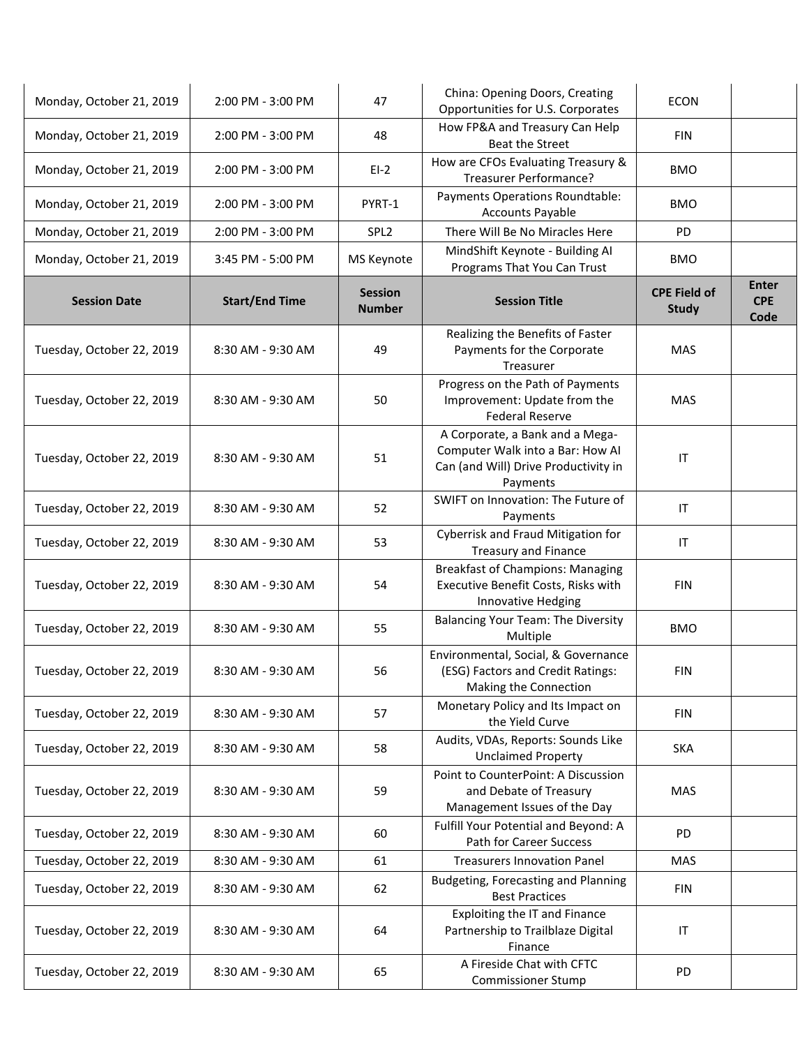| Monday, October 21, 2019 | 2:00 PM - 3:00 PM | 47 | China: Opening Doors, Creating Opportunities for U.S. Corporates | ECON | |
|---|---|---|---|---|---|
| Monday, October 21, 2019 | 2:00 PM - 3:00 PM | 48 | How FP&A and Treasury Can Help Beat the Street | FIN | |
| Monday, October 21, 2019 | 2:00 PM - 3:00 PM | EI-2 | How are CFOs Evaluating Treasury & Treasurer Performance? | BMO | |
| Monday, October 21, 2019 | 2:00 PM - 3:00 PM | PYRT-1 | Payments Operations Roundtable: Accounts Payable | BMO | |
| Monday, October 21, 2019 | 2:00 PM - 3:00 PM | SPL2 | There Will Be No Miracles Here | PD | |
| Monday, October 21, 2019 | 3:45 PM - 5:00 PM | MS Keynote | MindShift Keynote - Building AI Programs That You Can Trust | BMO | |
| **Session Date** | **Start/End Time** | **Session Number** | **Session Title** | **CPE Field of Study** | **Enter CPE Code** |
| Tuesday, October 22, 2019 | 8:30 AM - 9:30 AM | 49 | Realizing the Benefits of Faster Payments for the Corporate Treasurer | MAS | |
| Tuesday, October 22, 2019 | 8:30 AM - 9:30 AM | 50 | Progress on the Path of Payments Improvement: Update from the Federal Reserve | MAS | |
| Tuesday, October 22, 2019 | 8:30 AM - 9:30 AM | 51 | A Corporate, a Bank and a Mega-Computer Walk into a Bar: How AI Can (and Will) Drive Productivity in Payments | IT | |
| Tuesday, October 22, 2019 | 8:30 AM - 9:30 AM | 52 | SWIFT on Innovation: The Future of Payments | IT | |
| Tuesday, October 22, 2019 | 8:30 AM - 9:30 AM | 53 | Cyberrisk and Fraud Mitigation for Treasury and Finance | IT | |
| Tuesday, October 22, 2019 | 8:30 AM - 9:30 AM | 54 | Breakfast of Champions: Managing Executive Benefit Costs, Risks with Innovative Hedging | FIN | |
| Tuesday, October 22, 2019 | 8:30 AM - 9:30 AM | 55 | Balancing Your Team: The Diversity Multiple | BMO | |
| Tuesday, October 22, 2019 | 8:30 AM - 9:30 AM | 56 | Environmental, Social, & Governance (ESG) Factors and Credit Ratings: Making the Connection | FIN | |
| Tuesday, October 22, 2019 | 8:30 AM - 9:30 AM | 57 | Monetary Policy and Its Impact on the Yield Curve | FIN | |
| Tuesday, October 22, 2019 | 8:30 AM - 9:30 AM | 58 | Audits, VDAs, Reports: Sounds Like Unclaimed Property | SKA | |
| Tuesday, October 22, 2019 | 8:30 AM - 9:30 AM | 59 | Point to CounterPoint: A Discussion and Debate of Treasury Management Issues of the Day | MAS | |
| Tuesday, October 22, 2019 | 8:30 AM - 9:30 AM | 60 | Fulfill Your Potential and Beyond: A Path for Career Success | PD | |
| Tuesday, October 22, 2019 | 8:30 AM - 9:30 AM | 61 | Treasurers Innovation Panel | MAS | |
| Tuesday, October 22, 2019 | 8:30 AM - 9:30 AM | 62 | Budgeting, Forecasting and Planning Best Practices | FIN | |
| Tuesday, October 22, 2019 | 8:30 AM - 9:30 AM | 64 | Exploiting the IT and Finance Partnership to Trailblaze Digital Finance | IT | |
| Tuesday, October 22, 2019 | 8:30 AM - 9:30 AM | 65 | A Fireside Chat with CFTC Commissioner Stump | PD | |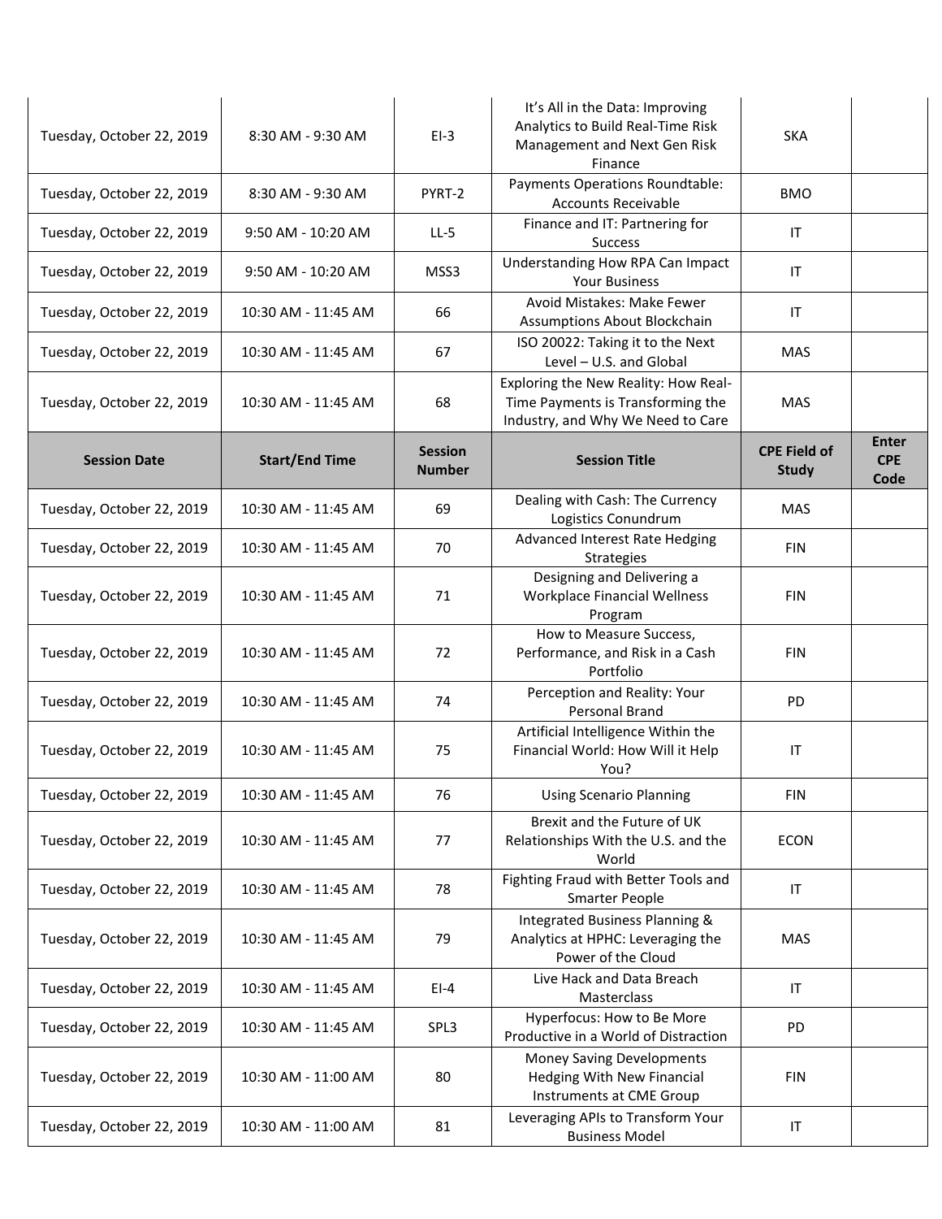| Session Date | Start/End Time | Session Number | Session Title | CPE Field of Study | Enter CPE Code |
|---|---|---|---|---|---|
| Tuesday, October 22, 2019 | 8:30 AM - 9:30 AM | EI-3 | It's All in the Data: Improving Analytics to Build Real-Time Risk Management and Next Gen Risk Finance | SKA | |
| Tuesday, October 22, 2019 | 8:30 AM - 9:30 AM | PYRT-2 | Payments Operations Roundtable: Accounts Receivable | BMO | |
| Tuesday, October 22, 2019 | 9:50 AM - 10:20 AM | LL-5 | Finance and IT: Partnering for Success | IT | |
| Tuesday, October 22, 2019 | 9:50 AM - 10:20 AM | MSS3 | Understanding How RPA Can Impact Your Business | IT | |
| Tuesday, October 22, 2019 | 10:30 AM - 11:45 AM | 66 | Avoid Mistakes: Make Fewer Assumptions About Blockchain | IT | |
| Tuesday, October 22, 2019 | 10:30 AM - 11:45 AM | 67 | ISO 20022: Taking it to the Next Level – U.S. and Global | MAS | |
| Tuesday, October 22, 2019 | 10:30 AM - 11:45 AM | 68 | Exploring the New Reality: How Real-Time Payments is Transforming the Industry, and Why We Need to Care | MAS | |
| Tuesday, October 22, 2019 | 10:30 AM - 11:45 AM | 69 | Dealing with Cash: The Currency Logistics Conundrum | MAS | |
| Tuesday, October 22, 2019 | 10:30 AM - 11:45 AM | 70 | Advanced Interest Rate Hedging Strategies | FIN | |
| Tuesday, October 22, 2019 | 10:30 AM - 11:45 AM | 71 | Designing and Delivering a Workplace Financial Wellness Program | FIN | |
| Tuesday, October 22, 2019 | 10:30 AM - 11:45 AM | 72 | How to Measure Success, Performance, and Risk in a Cash Portfolio | FIN | |
| Tuesday, October 22, 2019 | 10:30 AM - 11:45 AM | 74 | Perception and Reality: Your Personal Brand | PD | |
| Tuesday, October 22, 2019 | 10:30 AM - 11:45 AM | 75 | Artificial Intelligence Within the Financial World: How Will it Help You? | IT | |
| Tuesday, October 22, 2019 | 10:30 AM - 11:45 AM | 76 | Using Scenario Planning | FIN | |
| Tuesday, October 22, 2019 | 10:30 AM - 11:45 AM | 77 | Brexit and the Future of UK Relationships With the U.S. and the World | ECON | |
| Tuesday, October 22, 2019 | 10:30 AM - 11:45 AM | 78 | Fighting Fraud with Better Tools and Smarter People | IT | |
| Tuesday, October 22, 2019 | 10:30 AM - 11:45 AM | 79 | Integrated Business Planning & Analytics at HPHC: Leveraging the Power of the Cloud | MAS | |
| Tuesday, October 22, 2019 | 10:30 AM - 11:45 AM | EI-4 | Live Hack and Data Breach Masterclass | IT | |
| Tuesday, October 22, 2019 | 10:30 AM - 11:45 AM | SPL3 | Hyperfocus: How to Be More Productive in a World of Distraction | PD | |
| Tuesday, October 22, 2019 | 10:30 AM - 11:00 AM | 80 | Money Saving Developments Hedging With New Financial Instruments at CME Group | FIN | |
| Tuesday, October 22, 2019 | 10:30 AM - 11:00 AM | 81 | Leveraging APIs to Transform Your Business Model | IT | |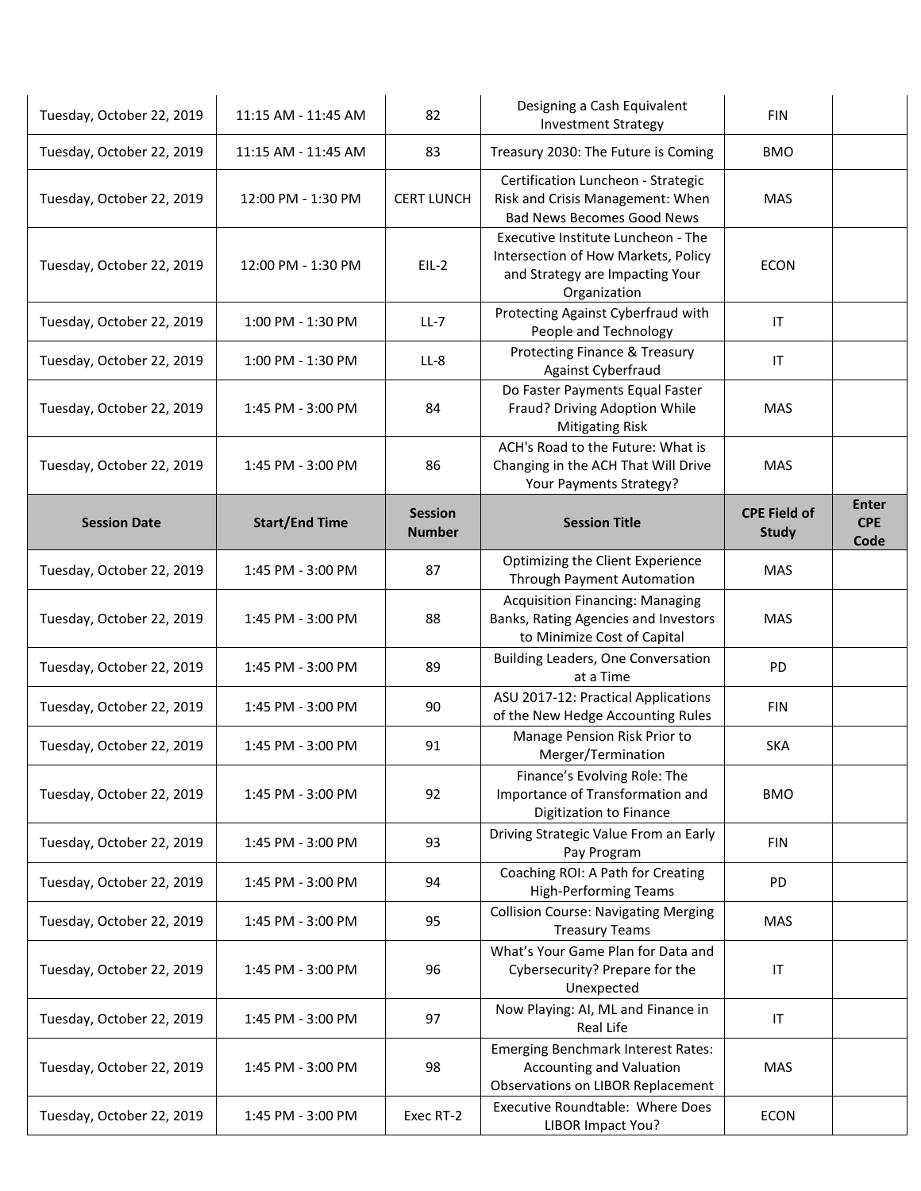| Tuesday, October 22, 2019 | 11:15 AM - 11:45 AM | 82 | Designing a Cash Equivalent Investment Strategy | FIN | |
|---|---|---|---|---|---|
| Tuesday, October 22, 2019 | 11:15 AM - 11:45 AM | 83 | Treasury 2030: The Future is Coming | BMO | |
| Tuesday, October 22, 2019 | 12:00 PM - 1:30 PM | CERT LUNCH | Certification Luncheon - Strategic Risk and Crisis Management: When Bad News Becomes Good News | MAS | |
| Tuesday, October 22, 2019 | 12:00 PM - 1:30 PM | EIL-2 | Executive Institute Luncheon - The Intersection of How Markets, Policy and Strategy are Impacting Your Organization | ECON | |
| Tuesday, October 22, 2019 | 1:00 PM - 1:30 PM | LL-7 | Protecting Against Cyberfraud with People and Technology | IT | |
| Tuesday, October 22, 2019 | 1:00 PM - 1:30 PM | LL-8 | Protecting Finance & Treasury Against Cyberfraud | IT | |
| Tuesday, October 22, 2019 | 1:45 PM - 3:00 PM | 84 | Do Faster Payments Equal Faster Fraud? Driving Adoption While Mitigating Risk | MAS | |
| Tuesday, October 22, 2019 | 1:45 PM - 3:00 PM | 86 | ACH's Road to the Future: What is Changing in the ACH That Will Drive Your Payments Strategy? | MAS | |

| Session Date | Start/End Time | Session Number | Session Title | CPE Field of Study | Enter CPE Code |
|---|---|---|---|---|---|
| Tuesday, October 22, 2019 | 1:45 PM - 3:00 PM | 87 | Optimizing the Client Experience Through Payment Automation | MAS | |
| Tuesday, October 22, 2019 | 1:45 PM - 3:00 PM | 88 | Acquisition Financing: Managing Banks, Rating Agencies and Investors to Minimize Cost of Capital | MAS | |
| Tuesday, October 22, 2019 | 1:45 PM - 3:00 PM | 89 | Building Leaders, One Conversation at a Time | PD | |
| Tuesday, October 22, 2019 | 1:45 PM - 3:00 PM | 90 | ASU 2017-12: Practical Applications of the New Hedge Accounting Rules | FIN | |
| Tuesday, October 22, 2019 | 1:45 PM - 3:00 PM | 91 | Manage Pension Risk Prior to Merger/Termination | SKA | |
| Tuesday, October 22, 2019 | 1:45 PM - 3:00 PM | 92 | Finance's Evolving Role: The Importance of Transformation and Digitization to Finance | BMO | |
| Tuesday, October 22, 2019 | 1:45 PM - 3:00 PM | 93 | Driving Strategic Value From an Early Pay Program | FIN | |
| Tuesday, October 22, 2019 | 1:45 PM - 3:00 PM | 94 | Coaching ROI: A Path for Creating High-Performing Teams | PD | |
| Tuesday, October 22, 2019 | 1:45 PM - 3:00 PM | 95 | Collision Course: Navigating Merging Treasury Teams | MAS | |
| Tuesday, October 22, 2019 | 1:45 PM - 3:00 PM | 96 | What's Your Game Plan for Data and Cybersecurity? Prepare for the Unexpected | IT | |
| Tuesday, October 22, 2019 | 1:45 PM - 3:00 PM | 97 | Now Playing: AI, ML and Finance in Real Life | IT | |
| Tuesday, October 22, 2019 | 1:45 PM - 3:00 PM | 98 | Emerging Benchmark Interest Rates: Accounting and Valuation Observations on LIBOR Replacement | MAS | |
| Tuesday, October 22, 2019 | 1:45 PM - 3:00 PM | Exec RT-2 | Executive Roundtable: Where Does LIBOR Impact You? | ECON | |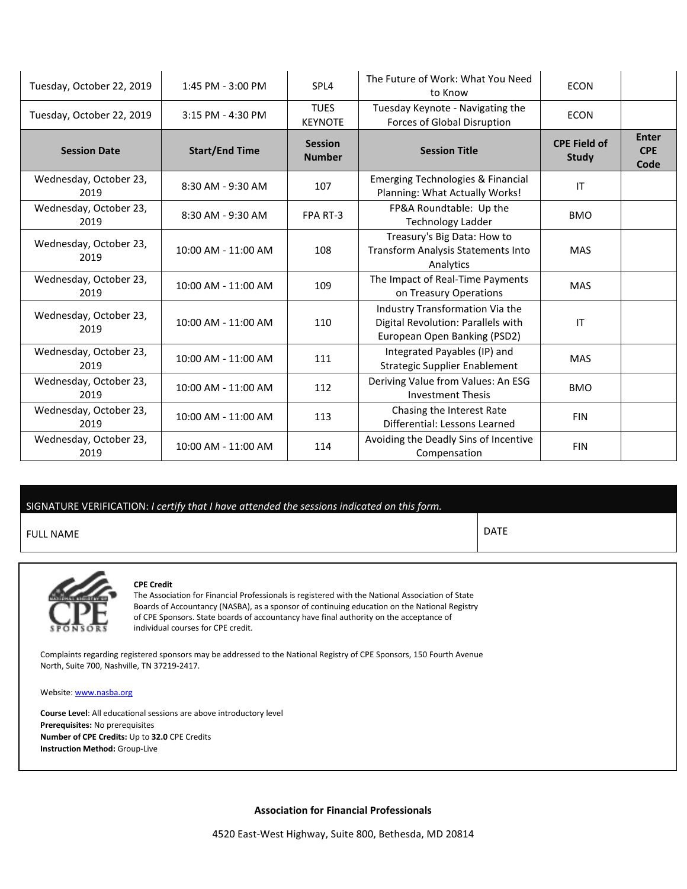| Session Date | Start/End Time | Session Number | Session Title | CPE Field of Study | Enter CPE Code |
|---|---|---|---|---|---|
| Tuesday, October 22, 2019 | 1:45 PM - 3:00 PM | SPL4 | The Future of Work: What You Need to Know | ECON | |
| Tuesday, October 22, 2019 | 3:15 PM - 4:30 PM | TUES KEYNOTE | Tuesday Keynote - Navigating the Forces of Global Disruption | ECON | |
| **Session Date** | **Start/End Time** | **Session Number** | **Session Title** | **CPE Field of Study** | **Enter CPE Code** |
| Wednesday, October 23, 2019 | 8:30 AM - 9:30 AM | 107 | Emerging Technologies & Financial Planning: What Actually Works! | IT | |
| Wednesday, October 23, 2019 | 8:30 AM - 9:30 AM | FPA RT-3 | FP&A Roundtable: Up the Technology Ladder | BMO | |
| Wednesday, October 23, 2019 | 10:00 AM - 11:00 AM | 108 | Treasury's Big Data: How to Transform Analysis Statements Into Analytics | MAS | |
| Wednesday, October 23, 2019 | 10:00 AM - 11:00 AM | 109 | The Impact of Real-Time Payments on Treasury Operations | MAS | |
| Wednesday, October 23, 2019 | 10:00 AM - 11:00 AM | 110 | Industry Transformation Via the Digital Revolution: Parallels with European Open Banking (PSD2) | IT | |
| Wednesday, October 23, 2019 | 10:00 AM - 11:00 AM | 111 | Integrated Payables (IP) and Strategic Supplier Enablement | MAS | |
| Wednesday, October 23, 2019 | 10:00 AM - 11:00 AM | 112 | Deriving Value from Values: An ESG Investment Thesis | BMO | |
| Wednesday, October 23, 2019 | 10:00 AM - 11:00 AM | 113 | Chasing the Interest Rate Differential: Lessons Learned | FIN | |
| Wednesday, October 23, 2019 | 10:00 AM - 11:00 AM | 114 | Avoiding the Deadly Sins of Incentive Compensation | FIN | |

SIGNATURE VERIFICATION: *I certify that I have attended the sessions indicated on this form.*

| FULL NAME | DATE |
|---|---|
| | |

**CPE Credit**
The Association for Financial Professionals is registered with the National Association of State Boards of Accountancy (NASBA), as a sponsor of continuing education on the National Registry of CPE Sponsors. State boards of accountancy have final authority on the acceptance of individual courses for CPE credit.

Complaints regarding registered sponsors may be addressed to the National Registry of CPE Sponsors, 150 Fourth Avenue North, Suite 700, Nashville, TN 37219-2417.

Website: www.nasba.org

**Course Level**: All educational sessions are above introductory level
**Prerequisites:** No prerequisites
**Number of CPE Credits:** Up to **32.0** CPE Credits
**Instruction Method:** Group-Live

**Association for Financial Professionals**

4520 East-West Highway, Suite 800, Bethesda, MD 20814